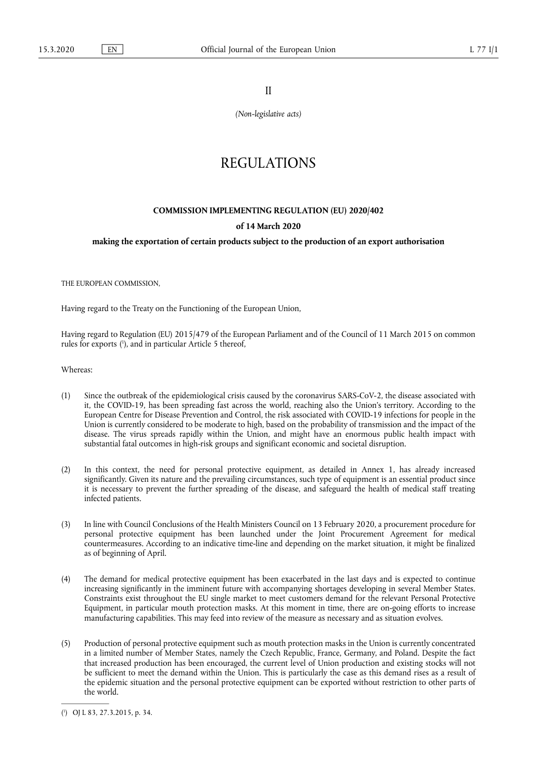II

*(Non-legislative acts)*

# REGULATIONS

## COMMISSION IMPLEMENTING REGULATION (EU) 2020/402

### of 14 March 2020

### making the exportation of certain products subject to the production of an export authorisation

THE EUROPEAN COMMISSION,

Having regard to the Treaty on the Functioning of the European Union,

Having regard to Regulation (EU) 2015/479 of the European Parliament and of the Council of 11 March 2015 on common rules for exports ([1]), and in particular Article 5 thereof,

Whereas:

(1) Since the outbreak of the epidemiological crisis caused by the coronavirus SARS-CoV-2, the disease associated with it, the COVID-19, has been spreading fast across the world, reaching also the Union's territory. According to the European Centre for Disease Prevention and Control, the risk associated with COVID-19 infections for people in the Union is currently considered to be moderate to high, based on the probability of transmission and the impact of the disease. The virus spreads rapidly within the Union, and might have an enormous public health impact with substantial fatal outcomes in high-risk groups and significant economic and societal disruption.

(2) In this context, the need for personal protective equipment, as detailed in Annex 1, has already increased significantly. Given its nature and the prevailing circumstances, such type of equipment is an essential product since it is necessary to prevent the further spreading of the disease, and safeguard the health of medical staff treating infected patients.

(3) In line with Council Conclusions of the Health Ministers Council on 13 February 2020, a procurement procedure for personal protective equipment has been launched under the Joint Procurement Agreement for medical countermeasures. According to an indicative time-line and depending on the market situation, it might be finalized as of beginning of April.

(4) The demand for medical protective equipment has been exacerbated in the last days and is expected to continue increasing significantly in the imminent future with accompanying shortages developing in several Member States. Constraints exist throughout the EU single market to meet customers demand for the relevant Personal Protective Equipment, in particular mouth protection masks. At this moment in time, there are on-going efforts to increase manufacturing capabilities. This may feed into review of the measure as necessary and as situation evolves.

(5) Production of personal protective equipment such as mouth protection masks in the Union is currently concentrated in a limited number of Member States, namely the Czech Republic, France, Germany, and Poland. Despite the fact that increased production has been encouraged, the current level of Union production and existing stocks will not be sufficient to meet the demand within the Union. This is particularly the case as this demand rises as a result of the epidemic situation and the personal protective equipment can be exported without restriction to other parts of the world.

---

([1]) OJ L 83, 27.3.2015, p. 34.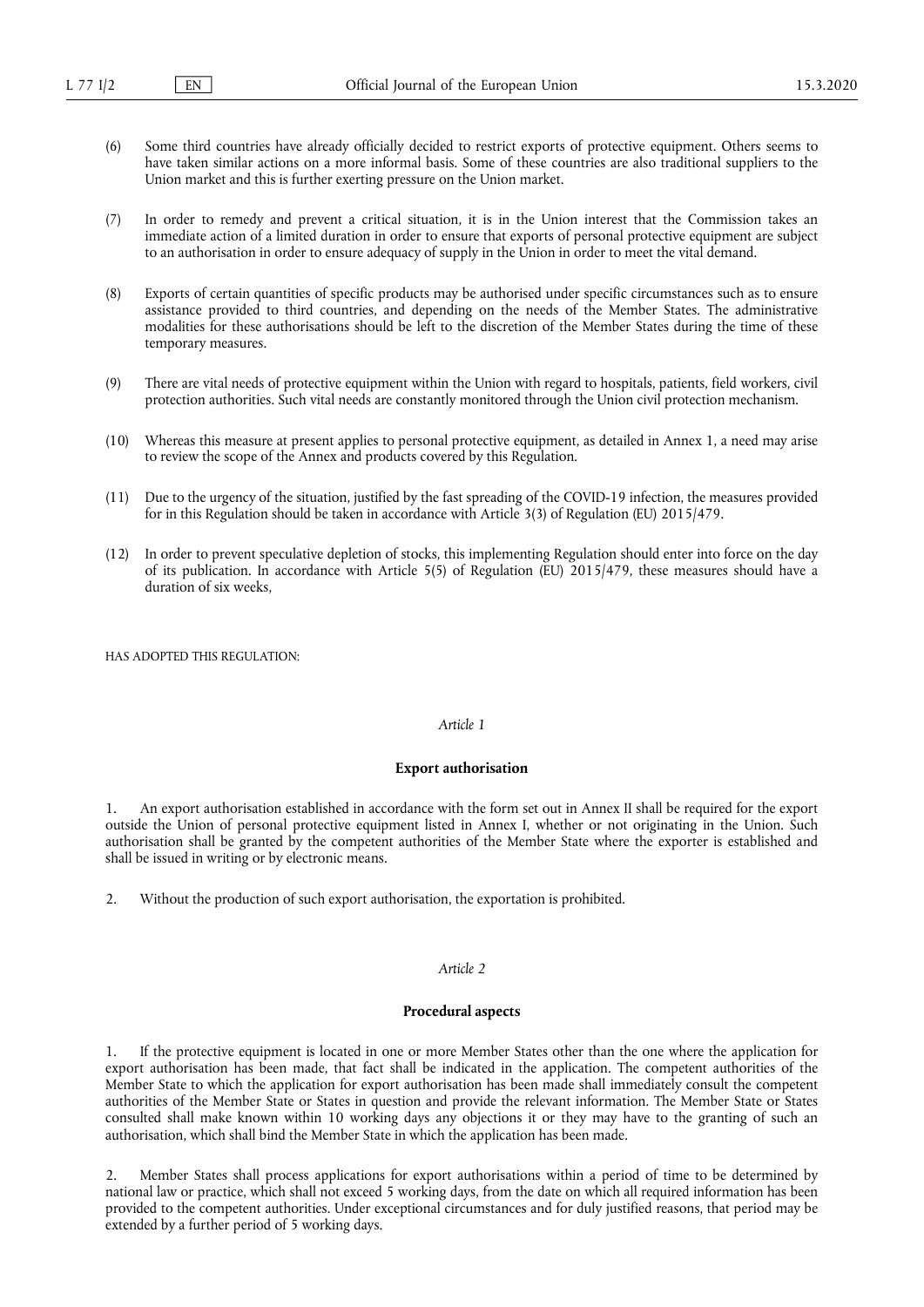(6) Some third countries have already officially decided to restrict exports of protective equipment. Others seems to have taken similar actions on a more informal basis. Some of these countries are also traditional suppliers to the Union market and this is further exerting pressure on the Union market.

(7) In order to remedy and prevent a critical situation, it is in the Union interest that the Commission takes an immediate action of a limited duration in order to ensure that exports of personal protective equipment are subject to an authorisation in order to ensure adequacy of supply in the Union in order to meet the vital demand.

(8) Exports of certain quantities of specific products may be authorised under specific circumstances such as to ensure assistance provided to third countries, and depending on the needs of the Member States. The administrative modalities for these authorisations should be left to the discretion of the Member States during the time of these temporary measures.

(9) There are vital needs of protective equipment within the Union with regard to hospitals, patients, field workers, civil protection authorities. Such vital needs are constantly monitored through the Union civil protection mechanism.

(10) Whereas this measure at present applies to personal protective equipment, as detailed in Annex 1, a need may arise to review the scope of the Annex and products covered by this Regulation.

(11) Due to the urgency of the situation, justified by the fast spreading of the COVID-19 infection, the measures provided for in this Regulation should be taken in accordance with Article 3(3) of Regulation (EU) 2015/479.

(12) In order to prevent speculative depletion of stocks, this implementing Regulation should enter into force on the day of its publication. In accordance with Article 5(5) of Regulation (EU) 2015/479, these measures should have a duration of six weeks,

HAS ADOPTED THIS REGULATION:

*Article 1*

**Export authorisation**

1. An export authorisation established in accordance with the form set out in Annex II shall be required for the export outside the Union of personal protective equipment listed in Annex I, whether or not originating in the Union. Such authorisation shall be granted by the competent authorities of the Member State where the exporter is established and shall be issued in writing or by electronic means.

2. Without the production of such export authorisation, the exportation is prohibited.

*Article 2*

**Procedural aspects**

1. If the protective equipment is located in one or more Member States other than the one where the application for export authorisation has been made, that fact shall be indicated in the application. The competent authorities of the Member State to which the application for export authorisation has been made shall immediately consult the competent authorities of the Member State or States in question and provide the relevant information. The Member State or States consulted shall make known within 10 working days any objections it or they may have to the granting of such an authorisation, which shall bind the Member State in which the application has been made.

2. Member States shall process applications for export authorisations within a period of time to be determined by national law or practice, which shall not exceed 5 working days, from the date on which all required information has been provided to the competent authorities. Under exceptional circumstances and for duly justified reasons, that period may be extended by a further period of 5 working days.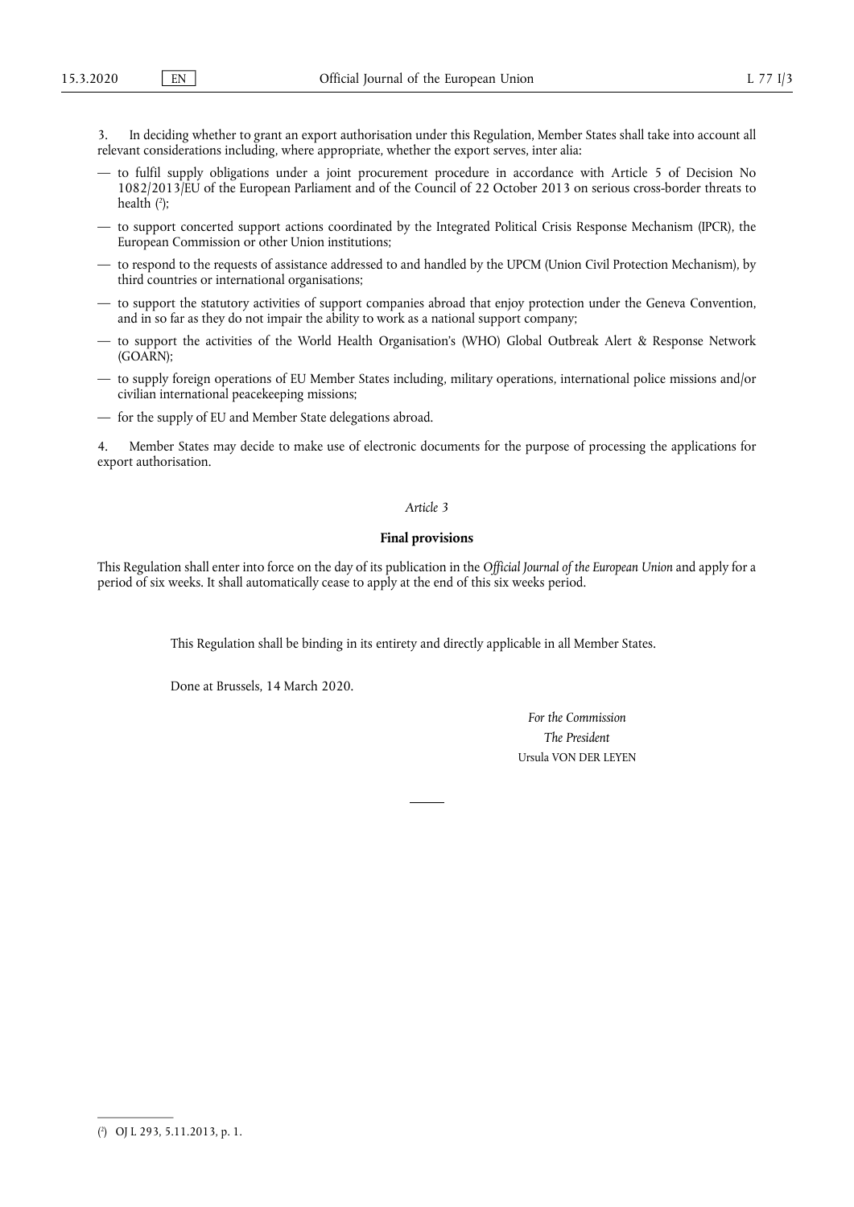3. In deciding whether to grant an export authorisation under this Regulation, Member States shall take into account all relevant considerations including, where appropriate, whether the export serves, inter alia:

— to fulfil supply obligations under a joint procurement procedure in accordance with Article 5 of Decision No 1082/2013/EU of the European Parliament and of the Council of 22 October 2013 on serious cross-border threats to health [2];

— to support concerted support actions coordinated by the Integrated Political Crisis Response Mechanism (IPCR), the European Commission or other Union institutions;

— to respond to the requests of assistance addressed to and handled by the UPCM (Union Civil Protection Mechanism), by third countries or international organisations;

— to support the statutory activities of support companies abroad that enjoy protection under the Geneva Convention, and in so far as they do not impair the ability to work as a national support company;

— to support the activities of the World Health Organisation's (WHO) Global Outbreak Alert & Response Network (GOARN);

— to supply foreign operations of EU Member States including, military operations, international police missions and/or civilian international peacekeeping missions;

— for the supply of EU and Member State delegations abroad.

4. Member States may decide to make use of electronic documents for the purpose of processing the applications for export authorisation.

*Article 3*

**Final provisions**

This Regulation shall enter into force on the day of its publication in the *Official Journal of the European Union* and apply for a period of six weeks. It shall automatically cease to apply at the end of this six weeks period.

This Regulation shall be binding in its entirety and directly applicable in all Member States.

Done at Brussels, 14 March 2020.

*For the Commission*

*The President*

Ursula VON DER LEYEN

[2] OJ L 293, 5.11.2013, p. 1.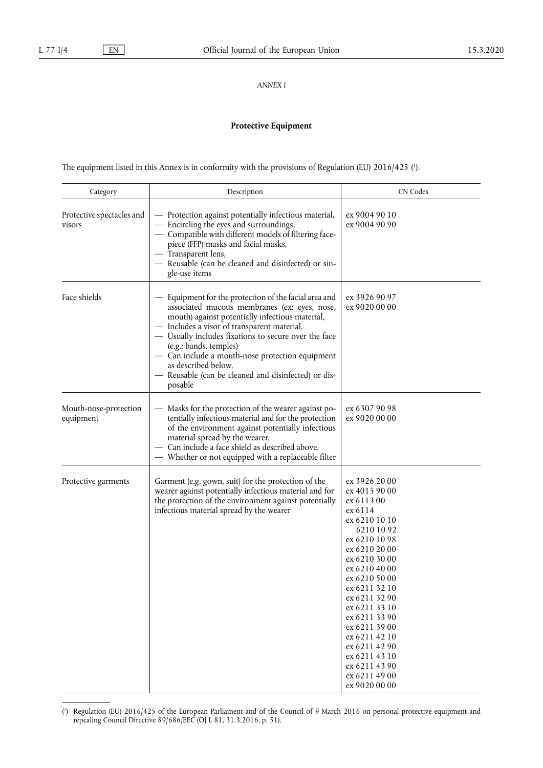*ANNEX I*

## Protective Equipment

The equipment listed in this Annex is in conformity with the provisions of Regulation (EU) 2016/425 ([1]).

| Category | Description | CN Codes |
| --- | --- | --- |
| Protective spectacles and visors | — Protection against potentially infectious material,<br>— Encircling the eyes and surroundings,<br>— Compatible with different models of filtering face-piece (FFP) masks and facial masks,<br>— Transparent lens,<br>— Reusable (can be cleaned and disinfected) or single-use items | ex 9004 90 10<br>ex 9004 90 90 |
| Face shields | — Equipment for the protection of the facial area and associated mucous membranes (ex: eyes, nose, mouth) against potentially infectious material,<br>— Includes a visor of transparent material,<br>— Usually includes fixations to secure over the face (e.g.: bands, temples)<br>— Can include a mouth-nose protection equipment as described below,<br>— Reusable (can be cleaned and disinfected) or disposable | ex 3926 90 97<br>ex 9020 00 00 |
| Mouth-nose-protection equipment | — Masks for the protection of the wearer against potentially infectious material and for the protection of the environment against potentially infectious material spread by the wearer,<br>— Can include a face shield as described above,<br>— Whether or not equipped with a replaceable filter | ex 6307 90 98<br>ex 9020 00 00 |
| Protective garments | Garment (e.g. gown, suit) for the protection of the wearer against potentially infectious material and for the protection of the environment against potentially infectious material spread by the wearer | ex 3926 20 00<br>ex 4015 90 00<br>ex 6113 00<br>ex 6114<br>ex 6210 10 10<br>6210 10 92<br>ex 6210 10 98<br>ex 6210 20 00<br>ex 6210 30 00<br>ex 6210 40 00<br>ex 6210 50 00<br>ex 6211 32 10<br>ex 6211 32 90<br>ex 6211 33 10<br>ex 6211 33 90<br>ex 6211 39 00<br>ex 6211 42 10<br>ex 6211 42 90<br>ex 6211 43 10<br>ex 6211 43 90<br>ex 6211 49 00<br>ex 9020 00 00 |

([1]) Regulation (EU) 2016/425 of the European Parliament and of the Council of 9 March 2016 on personal protective equipment and repealing Council Directive 89/686/EEC (OJ L 81, 31.3.2016, p. 51).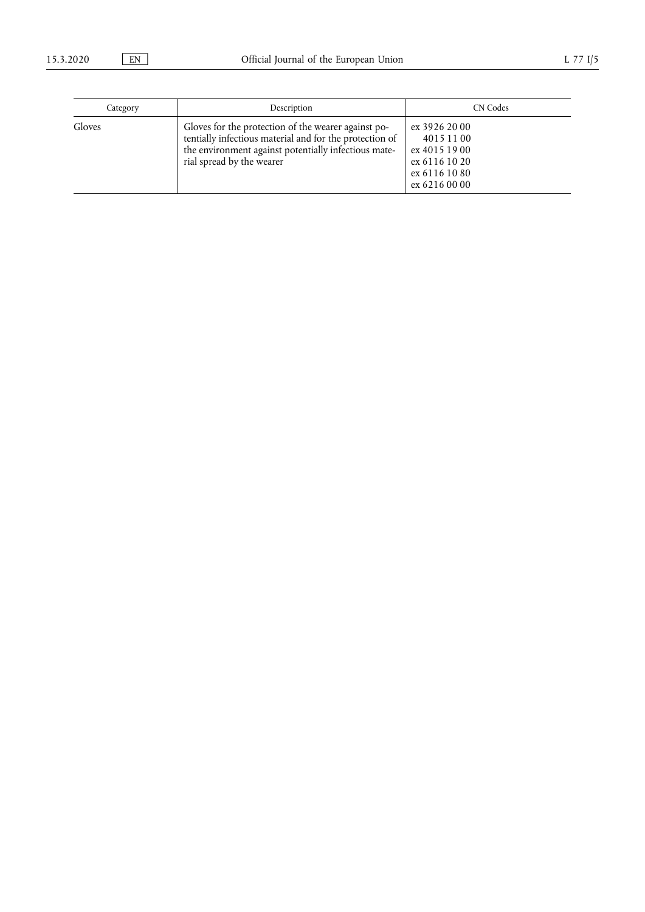| Category | Description | CN Codes |
|---|---|---|
| Gloves | Gloves for the protection of the wearer against potentially infectious material and for the protection of the environment against potentially infectious material spread by the wearer | ex 3926 20 00<br>4015 11 00<br>ex 4015 19 00<br>ex 6116 10 20<br>ex 6116 10 80<br>ex 6216 00 00 |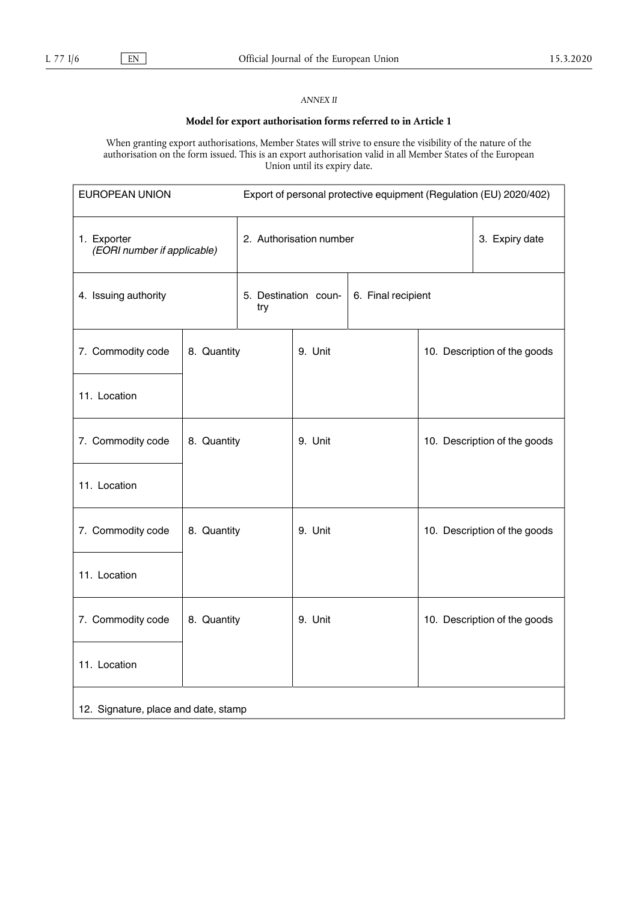*ANNEX II*

**Model for export authorisation forms referred to in Article 1**

When granting export authorisations, Member States will strive to ensure the visibility of the nature of the authorisation on the form issued. This is an export authorisation valid in all Member States of the European Union until its expiry date.

| EUROPEAN UNION | Export of personal protective equipment (Regulation (EU) 2020/402) | | |
|---|---|---|---|
| 1. Exporter *(EORI number if applicable)* | 2. Authorisation number | | 3. Expiry date |
| 4. Issuing authority | 5. Destination country | 6. Final recipient | |
| 7. Commodity code | 8. Quantity | 9. Unit | 10. Description of the goods |
| 11. Location | | | |
| 7. Commodity code | 8. Quantity | 9. Unit | 10. Description of the goods |
| 11. Location | | | |
| 7. Commodity code | 8. Quantity | 9. Unit | 10. Description of the goods |
| 11. Location | | | |
| 7. Commodity code | 8. Quantity | 9. Unit | 10. Description of the goods |
| 11. Location | | | |
| 12. Signature, place and date, stamp | | | |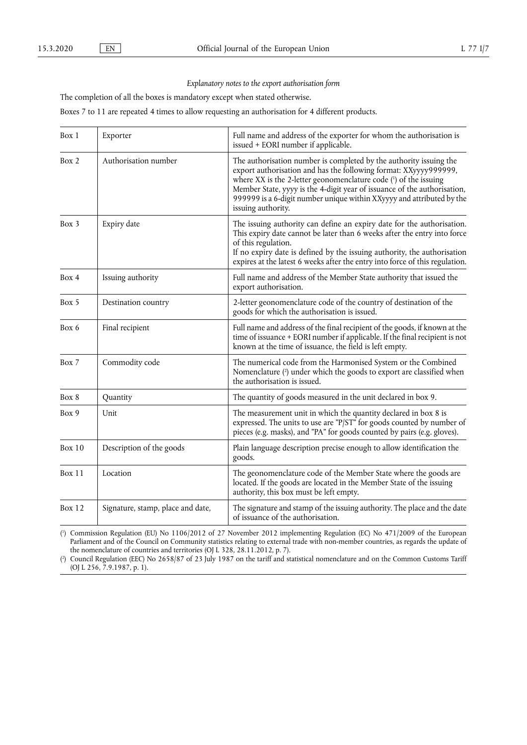*Explanatory notes to the export authorisation form*

The completion of all the boxes is mandatory except when stated otherwise.

Boxes 7 to 11 are repeated 4 times to allow requesting an authorisation for 4 different products.

| | | |
|---|---|---|
| Box 1 | Exporter | Full name and address of the exporter for whom the authorisation is issued + EORI number if applicable. |
| Box 2 | Authorisation number | The authorisation number is completed by the authority issuing the export authorisation and has the following format: XXyyyy999999, where XX is the 2-letter geonomenclature code [1] of the issuing Member State, yyyy is the 4-digit year of issuance of the authorisation, 999999 is a 6-digit number unique within XXyyyy and attributed by the issuing authority. |
| Box 3 | Expiry date | The issuing authority can define an expiry date for the authorisation. This expiry date cannot be later than 6 weeks after the entry into force of this regulation.<br>If no expiry date is defined by the issuing authority, the authorisation expires at the latest 6 weeks after the entry into force of this regulation. |
| Box 4 | Issuing authority | Full name and address of the Member State authority that issued the export authorisation. |
| Box 5 | Destination country | 2-letter geonomenclature code of the country of destination of the goods for which the authorisation is issued. |
| Box 6 | Final recipient | Full name and address of the final recipient of the goods, if known at the time of issuance + EORI number if applicable. If the final recipient is not known at the time of issuance, the field is left empty. |
| Box 7 | Commodity code | The numerical code from the Harmonised System or the Combined Nomenclature [2] under which the goods to export are classified when the authorisation is issued. |
| Box 8 | Quantity | The quantity of goods measured in the unit declared in box 9. |
| Box 9 | Unit | The measurement unit in which the quantity declared in box 8 is expressed. The units to use are "P/ST" for goods counted by number of pieces (e.g. masks), and "PA" for goods counted by pairs (e.g. gloves). |
| Box 10 | Description of the goods | Plain language description precise enough to allow identification the goods. |
| Box 11 | Location | The geonomenclature code of the Member State where the goods are located. If the goods are located in the Member State of the issuing authority, this box must be left empty. |
| Box 12 | Signature, stamp, place and date, | The signature and stamp of the issuing authority. The place and the date of issuance of the authorisation. |

[1] Commission Regulation (EU) No 1106/2012 of 27 November 2012 implementing Regulation (EC) No 471/2009 of the European Parliament and of the Council on Community statistics relating to external trade with non-member countries, as regards the update of the nomenclature of countries and territories (OJ L 328, 28.11.2012, p. 7).

[2] Council Regulation (EEC) No 2658/87 of 23 July 1987 on the tariff and statistical nomenclature and on the Common Customs Tariff (OJ L 256, 7.9.1987, p. 1).